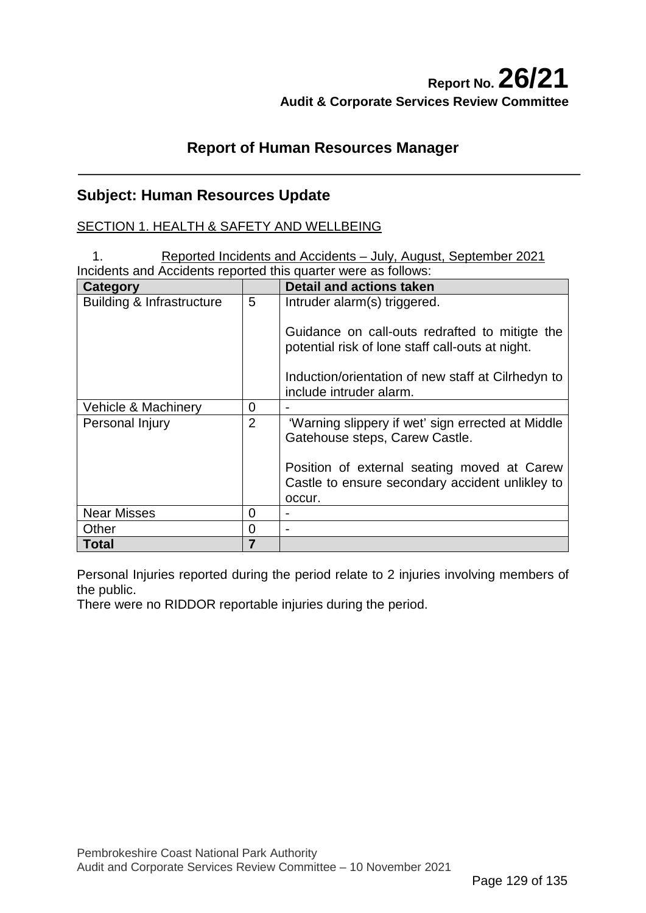**Report No. 26/21**
**Audit & Corporate Services Review Committee**

## Report of Human Resources Manager

## Subject: Human Resources Update

SECTION 1. HEALTH & SAFETY AND WELLBEING

1. Reported Incidents and Accidents – July, August, September 2021

Incidents and Accidents reported this quarter were as follows:

| Category | | Detail and actions taken |
|---|---|---|
| Building & Infrastructure | 5 | Intruder alarm(s) triggered.<br><br>Guidance on call-outs redrafted to mitigte the potential risk of lone staff call-outs at night.<br><br>Induction/orientation of new staff at Cilrhedyn to include intruder alarm. |
| Vehicle & Machinery | 0 | - |
| Personal Injury | 2 | 'Warning slippery if wet' sign errected at Middle Gatehouse steps, Carew Castle.<br><br>Position of external seating moved at Carew Castle to ensure secondary accident unlikley to occur. |
| Near Misses | 0 | - |
| Other | 0 | - |
| **Total** | **7** | |

Personal Injuries reported during the period relate to 2 injuries involving members of the public.
There were no RIDDOR reportable injuries during the period.

Pembrokeshire Coast National Park Authority
Audit and Corporate Services Review Committee – 10 November 2021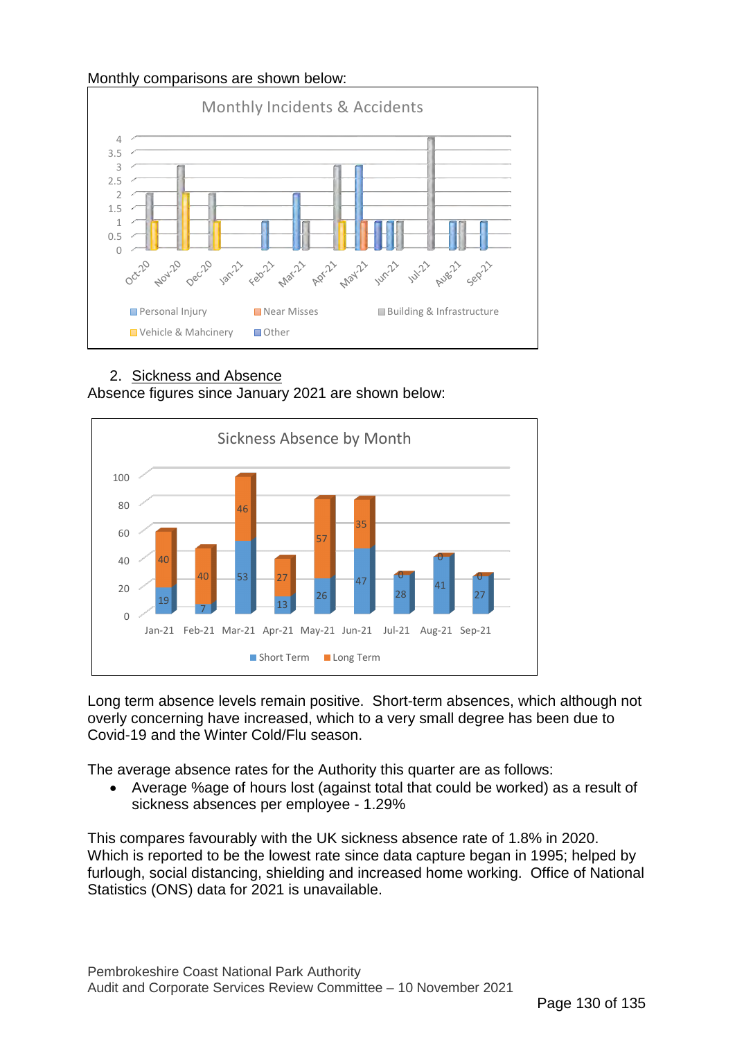Monthly comparisons are shown below:

Monthly Incidents & Accidents

4
3.5
3
2.5
2
1.5
1
0.5
0

Oct-20 Nov-20 Dec-20 Jan-21 Feb-21 Mar-21 Apr-21 May-21 Jun-21 Jul-21 Aug-21 Sep-21

Personal Injury
Near Misses
Building & Infrastructure
Vehicle & Mahcinery
Other

2. Sickness and Absence

Absence figures since January 2021 are shown below:

Sickness Absence by Month

100
80
60
40
20
0

40 40 46 27 57 35 0 0 0
19 7 53 13 26 47 28 41 27

Jan-21 Feb-21 Mar-21 Apr-21 May-21 Jun-21 Jul-21 Aug-21 Sep-21

Short Term
Long Term

Long term absence levels remain positive. Short-term absences, which although not overly concerning have increased, which to a very small degree has been due to Covid-19 and the Winter Cold/Flu season.

The average absence rates for the Authority this quarter are as follows:

- Average %age of hours lost (against total that could be worked) as a result of sickness absences per employee - 1.29%

This compares favourably with the UK sickness absence rate of 1.8% in 2020. Which is reported to be the lowest rate since data capture began in 1995; helped by furlough, social distancing, shielding and increased home working. Office of National Statistics (ONS) data for 2021 is unavailable.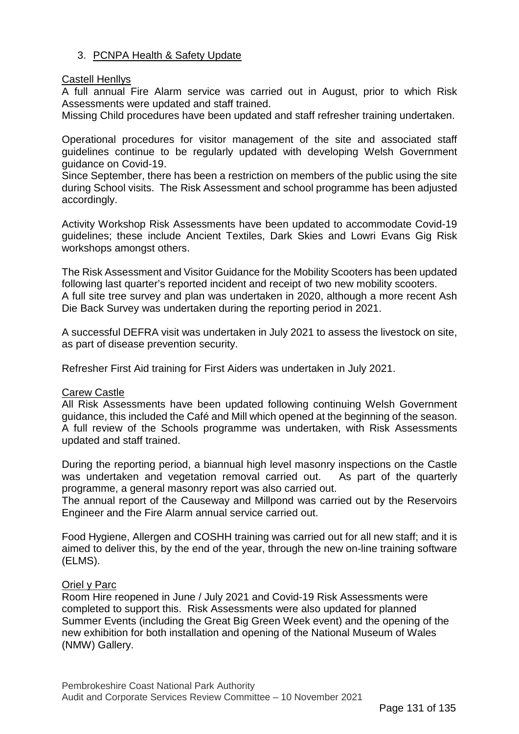## 3. PCNPA Health & Safety Update

### Castell Henllys

A full annual Fire Alarm service was carried out in August, prior to which Risk Assessments were updated and staff trained.
Missing Child procedures have been updated and staff refresher training undertaken.

Operational procedures for visitor management of the site and associated staff guidelines continue to be regularly updated with developing Welsh Government guidance on Covid-19.
Since September, there has been a restriction on members of the public using the site during School visits. The Risk Assessment and school programme has been adjusted accordingly.

Activity Workshop Risk Assessments have been updated to accommodate Covid-19 guidelines; these include Ancient Textiles, Dark Skies and Lowri Evans Gig Risk workshops amongst others.

The Risk Assessment and Visitor Guidance for the Mobility Scooters has been updated following last quarter's reported incident and receipt of two new mobility scooters.
A full site tree survey and plan was undertaken in 2020, although a more recent Ash Die Back Survey was undertaken during the reporting period in 2021.

A successful DEFRA visit was undertaken in July 2021 to assess the livestock on site, as part of disease prevention security.

Refresher First Aid training for First Aiders was undertaken in July 2021.

### Carew Castle

All Risk Assessments have been updated following continuing Welsh Government guidance, this included the Café and Mill which opened at the beginning of the season.
A full review of the Schools programme was undertaken, with Risk Assessments updated and staff trained.

During the reporting period, a biannual high level masonry inspections on the Castle was undertaken and vegetation removal carried out. As part of the quarterly programme, a general masonry report was also carried out.
The annual report of the Causeway and Millpond was carried out by the Reservoirs Engineer and the Fire Alarm annual service carried out.

Food Hygiene, Allergen and COSHH training was carried out for all new staff; and it is aimed to deliver this, by the end of the year, through the new on-line training software (ELMS).

### Oriel y Parc

Room Hire reopened in June / July 2021 and Covid-19 Risk Assessments were completed to support this. Risk Assessments were also updated for planned Summer Events (including the Great Big Green Week event) and the opening of the new exhibition for both installation and opening of the National Museum of Wales (NMW) Gallery.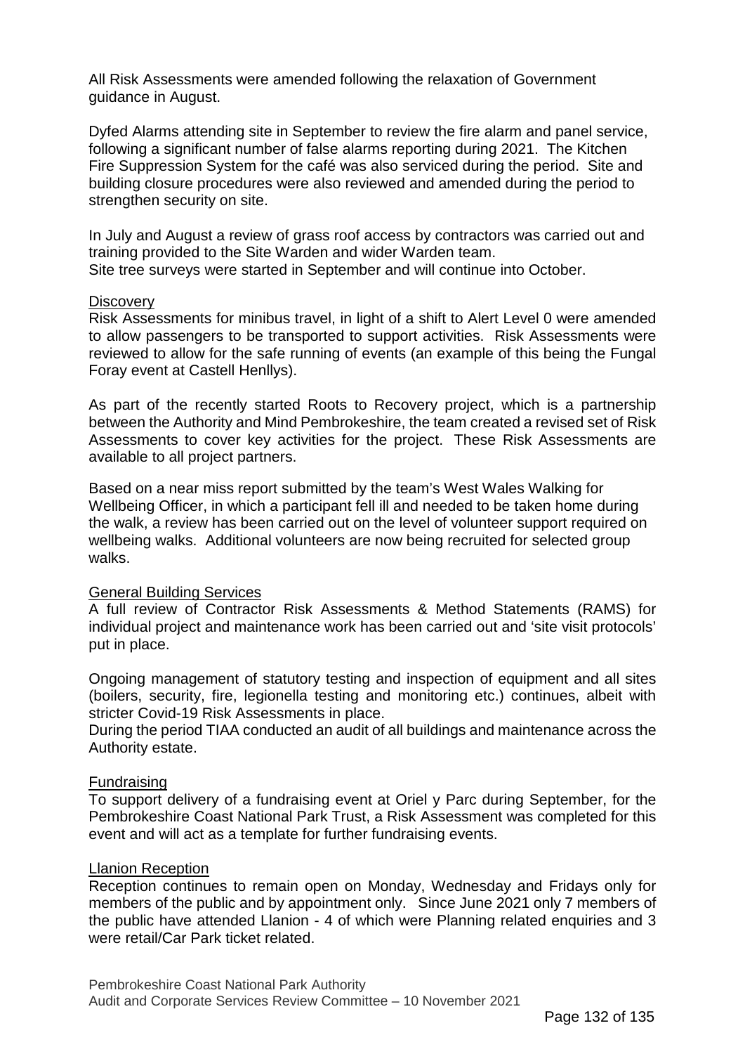All Risk Assessments were amended following the relaxation of Government guidance in August.

Dyfed Alarms attending site in September to review the fire alarm and panel service, following a significant number of false alarms reporting during 2021. The Kitchen Fire Suppression System for the café was also serviced during the period. Site and building closure procedures were also reviewed and amended during the period to strengthen security on site.

In July and August a review of grass roof access by contractors was carried out and training provided to the Site Warden and wider Warden team.
Site tree surveys were started in September and will continue into October.

Discovery

Risk Assessments for minibus travel, in light of a shift to Alert Level 0 were amended to allow passengers to be transported to support activities. Risk Assessments were reviewed to allow for the safe running of events (an example of this being the Fungal Foray event at Castell Henllys).

As part of the recently started Roots to Recovery project, which is a partnership between the Authority and Mind Pembrokeshire, the team created a revised set of Risk Assessments to cover key activities for the project. These Risk Assessments are available to all project partners.

Based on a near miss report submitted by the team's West Wales Walking for Wellbeing Officer, in which a participant fell ill and needed to be taken home during the walk, a review has been carried out on the level of volunteer support required on wellbeing walks. Additional volunteers are now being recruited for selected group walks.

General Building Services

A full review of Contractor Risk Assessments & Method Statements (RAMS) for individual project and maintenance work has been carried out and 'site visit protocols' put in place.

Ongoing management of statutory testing and inspection of equipment and all sites (boilers, security, fire, legionella testing and monitoring etc.) continues, albeit with stricter Covid-19 Risk Assessments in place.
During the period TIAA conducted an audit of all buildings and maintenance across the Authority estate.

Fundraising

To support delivery of a fundraising event at Oriel y Parc during September, for the Pembrokeshire Coast National Park Trust, a Risk Assessment was completed for this event and will act as a template for further fundraising events.

Llanion Reception

Reception continues to remain open on Monday, Wednesday and Fridays only for members of the public and by appointment only. Since June 2021 only 7 members of the public have attended Llanion - 4 of which were Planning related enquiries and 3 were retail/Car Park ticket related.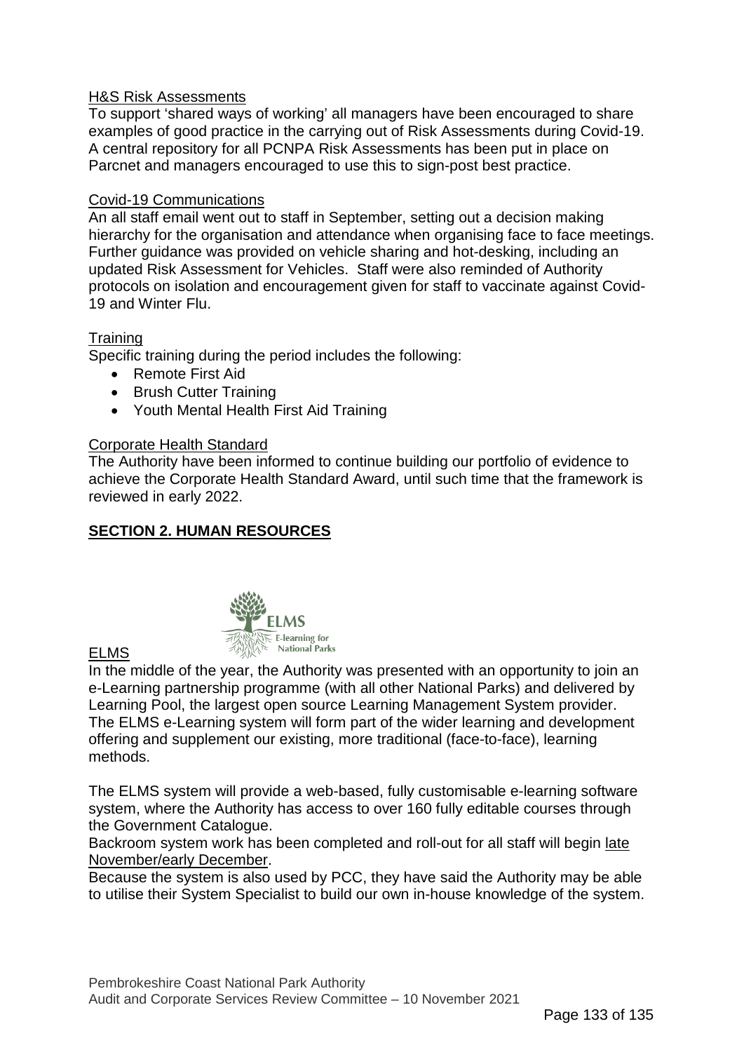H&S Risk Assessments

To support 'shared ways of working' all managers have been encouraged to share examples of good practice in the carrying out of Risk Assessments during Covid-19. A central repository for all PCNPA Risk Assessments has been put in place on Parcnet and managers encouraged to use this to sign-post best practice.

Covid-19 Communications

An all staff email went out to staff in September, setting out a decision making hierarchy for the organisation and attendance when organising face to face meetings. Further guidance was provided on vehicle sharing and hot-desking, including an updated Risk Assessment for Vehicles. Staff were also reminded of Authority protocols on isolation and encouragement given for staff to vaccinate against Covid-19 and Winter Flu.

Training

Specific training during the period includes the following:

- Remote First Aid
- Brush Cutter Training
- Youth Mental Health First Aid Training

Corporate Health Standard

The Authority have been informed to continue building our portfolio of evidence to achieve the Corporate Health Standard Award, until such time that the framework is reviewed in early 2022.

## SECTION 2. HUMAN RESOURCES

ELMS

In the middle of the year, the Authority was presented with an opportunity to join an e-Learning partnership programme (with all other National Parks) and delivered by Learning Pool, the largest open source Learning Management System provider. The ELMS e-Learning system will form part of the wider learning and development offering and supplement our existing, more traditional (face-to-face), learning methods.

The ELMS system will provide a web-based, fully customisable e-learning software system, where the Authority has access to over 160 fully editable courses through the Government Catalogue.

Backroom system work has been completed and roll-out for all staff will begin late November/early December.

Because the system is also used by PCC, they have said the Authority may be able to utilise their System Specialist to build our own in-house knowledge of the system.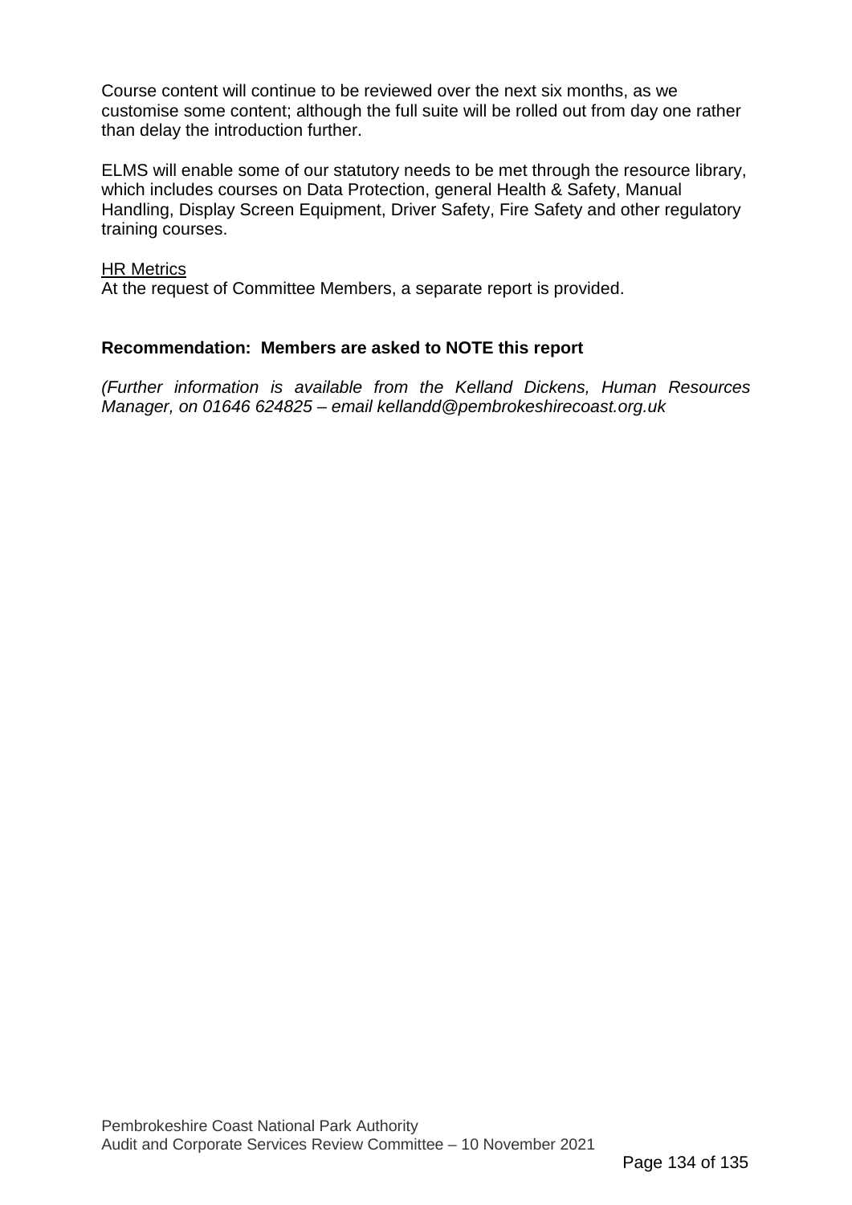Course content will continue to be reviewed over the next six months, as we customise some content; although the full suite will be rolled out from day one rather than delay the introduction further.

ELMS will enable some of our statutory needs to be met through the resource library, which includes courses on Data Protection, general Health & Safety, Manual Handling, Display Screen Equipment, Driver Safety, Fire Safety and other regulatory training courses.

<u>HR Metrics</u>
At the request of Committee Members, a separate report is provided.

**Recommendation: Members are asked to NOTE this report**

*(Further information is available from the Kelland Dickens, Human Resources Manager, on 01646 624825 – email kellandd@pembrokeshirecoast.org.uk*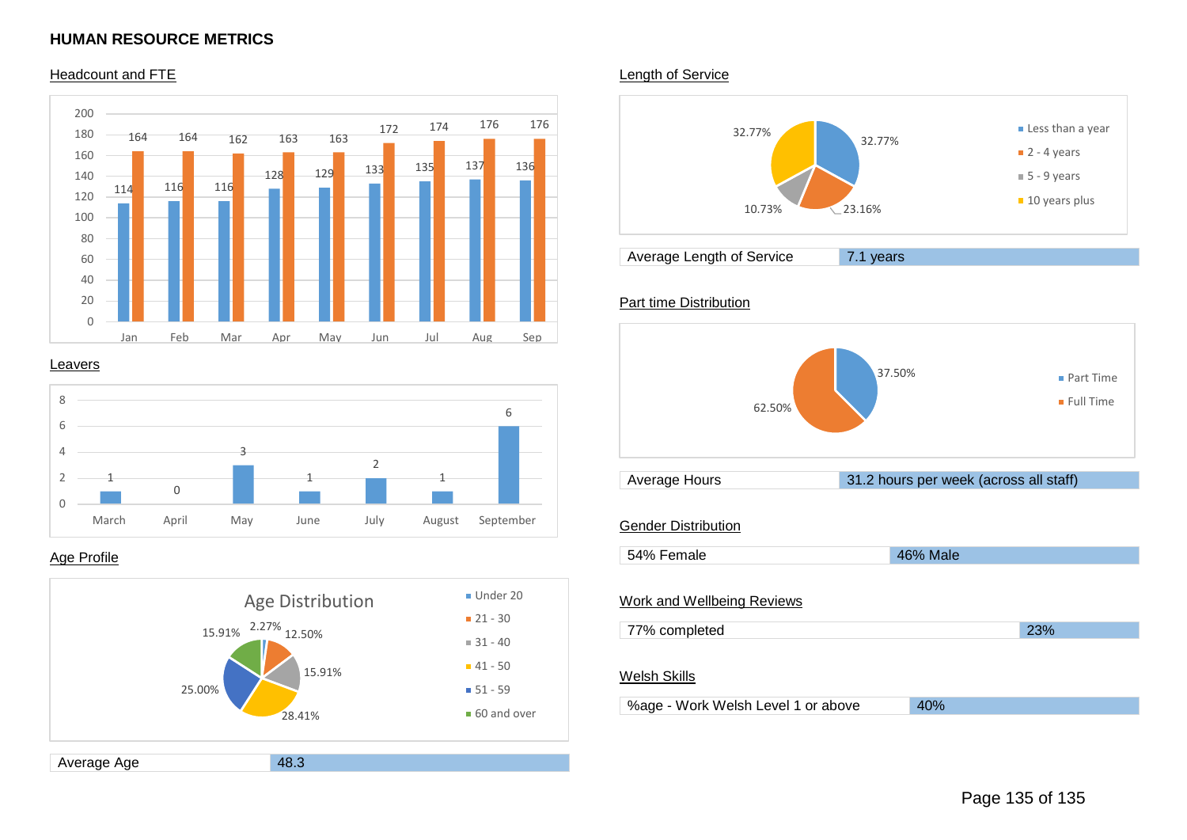# HUMAN RESOURCE METRICS

## Headcount and FTE

200
180
160
140
120
100
80
60
40
20
0

Jan 114 164
Feb 116 164
Mar 116 162
Apr 128 163
May 129 163
Jun 133 172
Jul 135 174
Aug 137 176
Sep 136 176

## Leavers

8
6
4
2
0

March 1
April 0
May 3
June 1
July 2
August 1
September 6

## Age Profile

Age Distribution

Under 20
21 - 30
31 - 40
41 - 50
51 - 59
60 and over

2.27%
12.50%
15.91%
28.41%
25.00%
15.91%

| | |
|---|---|
| Average Age | 48.3 |

## Length of Service

Less than a year
2 - 4 years
5 - 9 years
10 years plus

32.77%
23.16%
10.73%
32.77%

| | |
|---|---|
| Average Length of Service | 7.1 years |

## Part time Distribution

Part Time
Full Time

37.50%
62.50%

| | |
|---|---|
| Average Hours | 31.2 hours per week (across all staff) |

## Gender Distribution

| | |
|---|---|
| 54% Female | 46% Male |

## Work and Wellbeing Reviews

| | |
|---|---|
| 77% completed | 23% |

## Welsh Skills

| | |
|---|---|
| %age - Work Welsh Level 1 or above | 40% |